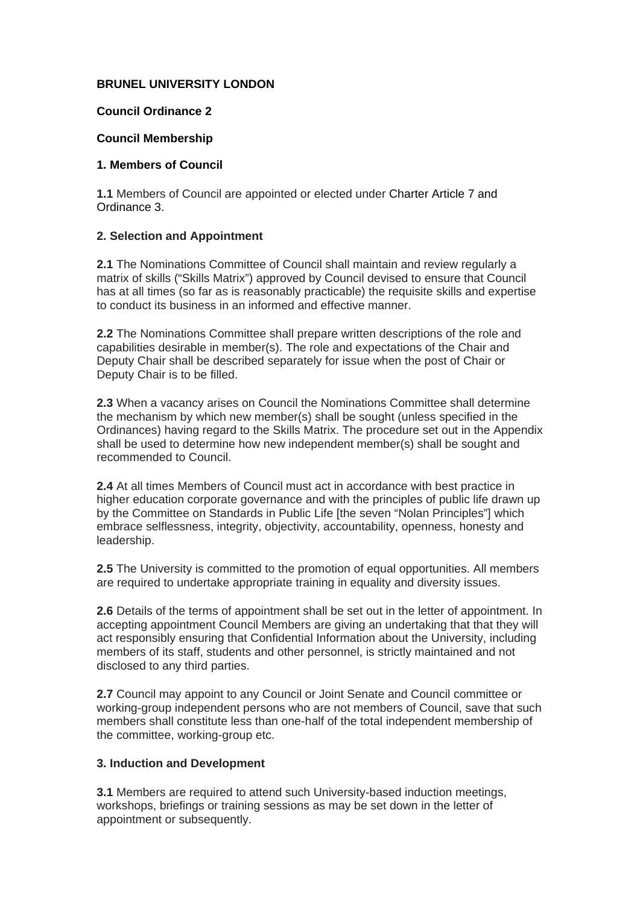**BRUNEL UNIVERSITY LONDON**

**Council Ordinance 2**

**Council Membership**

**1. Members of Council**

**1.1** Members of Council are appointed or elected under Charter Article 7 and Ordinance 3.

**2. Selection and Appointment**

**2.1** The Nominations Committee of Council shall maintain and review regularly a matrix of skills ("Skills Matrix") approved by Council devised to ensure that Council has at all times (so far as is reasonably practicable) the requisite skills and expertise to conduct its business in an informed and effective manner.

**2.2** The Nominations Committee shall prepare written descriptions of the role and capabilities desirable in member(s). The role and expectations of the Chair and Deputy Chair shall be described separately for issue when the post of Chair or Deputy Chair is to be filled.

**2.3** When a vacancy arises on Council the Nominations Committee shall determine the mechanism by which new member(s) shall be sought (unless specified in the Ordinances) having regard to the Skills Matrix. The procedure set out in the Appendix shall be used to determine how new independent member(s) shall be sought and recommended to Council.

**2.4** At all times Members of Council must act in accordance with best practice in higher education corporate governance and with the principles of public life drawn up by the Committee on Standards in Public Life [the seven "Nolan Principles"] which embrace selflessness, integrity, objectivity, accountability, openness, honesty and leadership.

**2.5** The University is committed to the promotion of equal opportunities. All members are required to undertake appropriate training in equality and diversity issues.

**2.6** Details of the terms of appointment shall be set out in the letter of appointment. In accepting appointment Council Members are giving an undertaking that that they will act responsibly ensuring that Confidential Information about the University, including members of its staff, students and other personnel, is strictly maintained and not disclosed to any third parties.

**2.7** Council may appoint to any Council or Joint Senate and Council committee or working-group independent persons who are not members of Council, save that such members shall constitute less than one-half of the total independent membership of the committee, working-group etc.

**3. Induction and Development**

**3.1** Members are required to attend such University-based induction meetings, workshops, briefings or training sessions as may be set down in the letter of appointment or subsequently.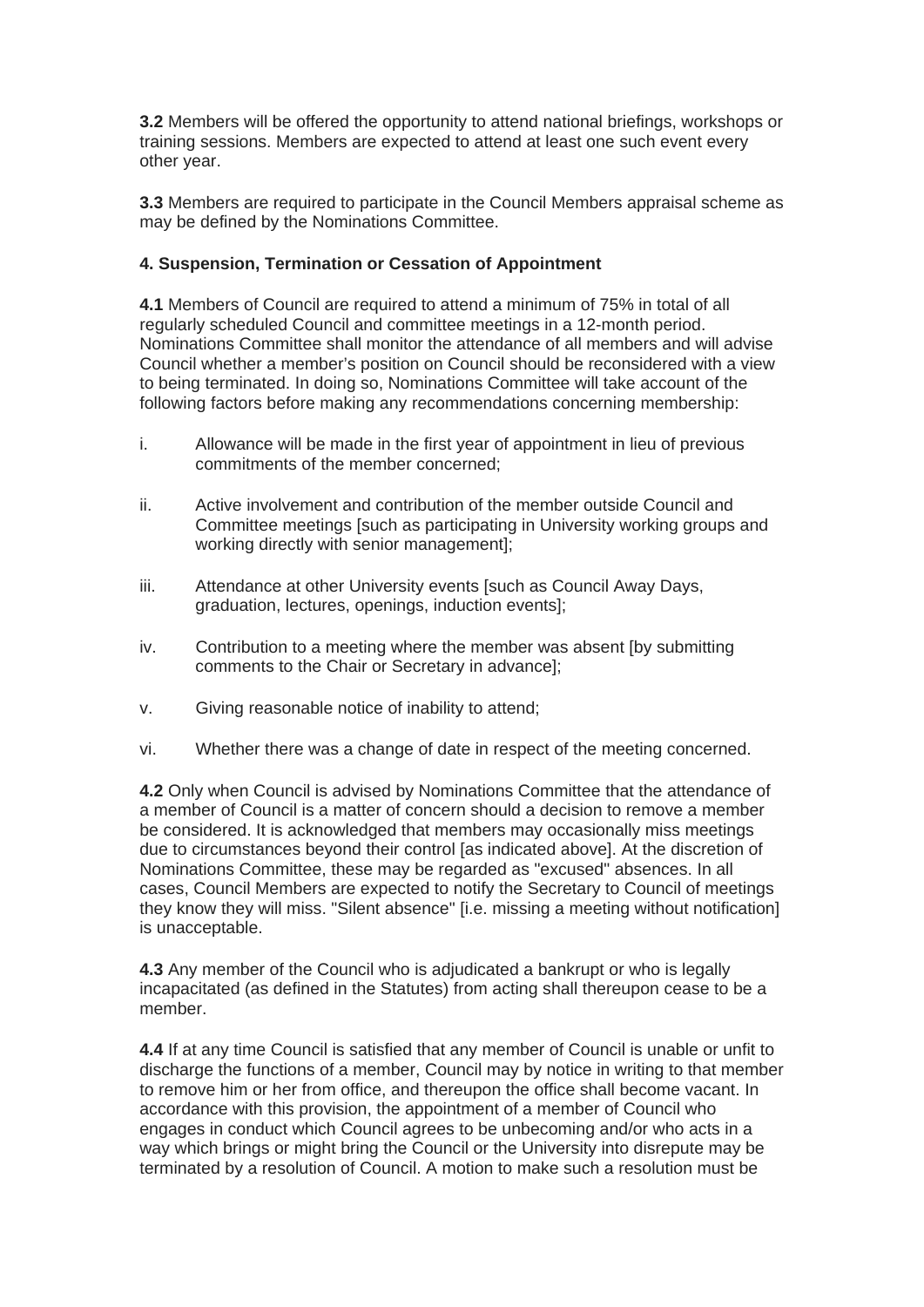**3.2** Members will be offered the opportunity to attend national briefings, workshops or training sessions. Members are expected to attend at least one such event every other year.

**3.3** Members are required to participate in the Council Members appraisal scheme as may be defined by the Nominations Committee.

**4. Suspension, Termination or Cessation of Appointment**

**4.1** Members of Council are required to attend a minimum of 75% in total of all regularly scheduled Council and committee meetings in a 12-month period. Nominations Committee shall monitor the attendance of all members and will advise Council whether a member's position on Council should be reconsidered with a view to being terminated. In doing so, Nominations Committee will take account of the following factors before making any recommendations concerning membership:

i. Allowance will be made in the first year of appointment in lieu of previous commitments of the member concerned;

ii. Active involvement and contribution of the member outside Council and Committee meetings [such as participating in University working groups and working directly with senior management];

iii. Attendance at other University events [such as Council Away Days, graduation, lectures, openings, induction events];

iv. Contribution to a meeting where the member was absent [by submitting comments to the Chair or Secretary in advance];

v. Giving reasonable notice of inability to attend;

vi. Whether there was a change of date in respect of the meeting concerned.

**4.2** Only when Council is advised by Nominations Committee that the attendance of a member of Council is a matter of concern should a decision to remove a member be considered. It is acknowledged that members may occasionally miss meetings due to circumstances beyond their control [as indicated above]. At the discretion of Nominations Committee, these may be regarded as "excused" absences. In all cases, Council Members are expected to notify the Secretary to Council of meetings they know they will miss. "Silent absence" [i.e. missing a meeting without notification] is unacceptable.

**4.3** Any member of the Council who is adjudicated a bankrupt or who is legally incapacitated (as defined in the Statutes) from acting shall thereupon cease to be a member.

**4.4** If at any time Council is satisfied that any member of Council is unable or unfit to discharge the functions of a member, Council may by notice in writing to that member to remove him or her from office, and thereupon the office shall become vacant. In accordance with this provision, the appointment of a member of Council who engages in conduct which Council agrees to be unbecoming and/or who acts in a way which brings or might bring the Council or the University into disrepute may be terminated by a resolution of Council. A motion to make such a resolution must be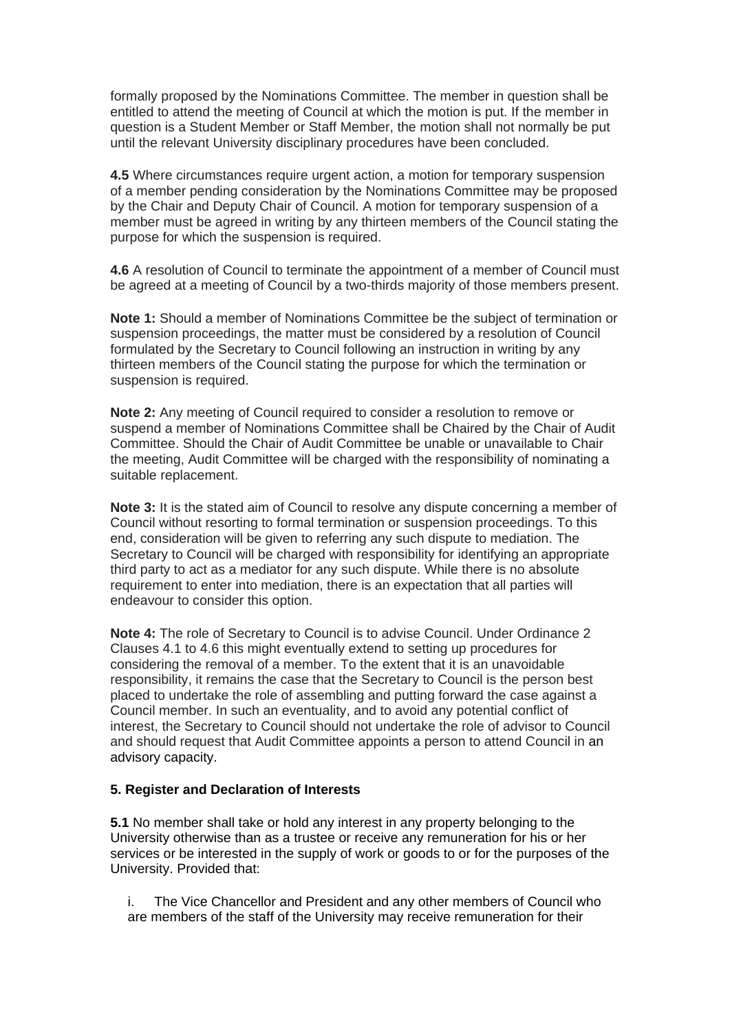formally proposed by the Nominations Committee. The member in question shall be entitled to attend the meeting of Council at which the motion is put. If the member in question is a Student Member or Staff Member, the motion shall not normally be put until the relevant University disciplinary procedures have been concluded.

**4.5** Where circumstances require urgent action, a motion for temporary suspension of a member pending consideration by the Nominations Committee may be proposed by the Chair and Deputy Chair of Council. A motion for temporary suspension of a member must be agreed in writing by any thirteen members of the Council stating the purpose for which the suspension is required.

**4.6** A resolution of Council to terminate the appointment of a member of Council must be agreed at a meeting of Council by a two-thirds majority of those members present.

**Note 1:** Should a member of Nominations Committee be the subject of termination or suspension proceedings, the matter must be considered by a resolution of Council formulated by the Secretary to Council following an instruction in writing by any thirteen members of the Council stating the purpose for which the termination or suspension is required.

**Note 2:** Any meeting of Council required to consider a resolution to remove or suspend a member of Nominations Committee shall be Chaired by the Chair of Audit Committee. Should the Chair of Audit Committee be unable or unavailable to Chair the meeting, Audit Committee will be charged with the responsibility of nominating a suitable replacement.

**Note 3:** It is the stated aim of Council to resolve any dispute concerning a member of Council without resorting to formal termination or suspension proceedings. To this end, consideration will be given to referring any such dispute to mediation. The Secretary to Council will be charged with responsibility for identifying an appropriate third party to act as a mediator for any such dispute. While there is no absolute requirement to enter into mediation, there is an expectation that all parties will endeavour to consider this option.

**Note 4:** The role of Secretary to Council is to advise Council. Under Ordinance 2 Clauses 4.1 to 4.6 this might eventually extend to setting up procedures for considering the removal of a member. To the extent that it is an unavoidable responsibility, it remains the case that the Secretary to Council is the person best placed to undertake the role of assembling and putting forward the case against a Council member. In such an eventuality, and to avoid any potential conflict of interest, the Secretary to Council should not undertake the role of advisor to Council and should request that Audit Committee appoints a person to attend Council in an advisory capacity.

**5. Register and Declaration of Interests**

**5.1** No member shall take or hold any interest in any property belonging to the University otherwise than as a trustee or receive any remuneration for his or her services or be interested in the supply of work or goods to or for the purposes of the University. Provided that:

i. The Vice Chancellor and President and any other members of Council who are members of the staff of the University may receive remuneration for their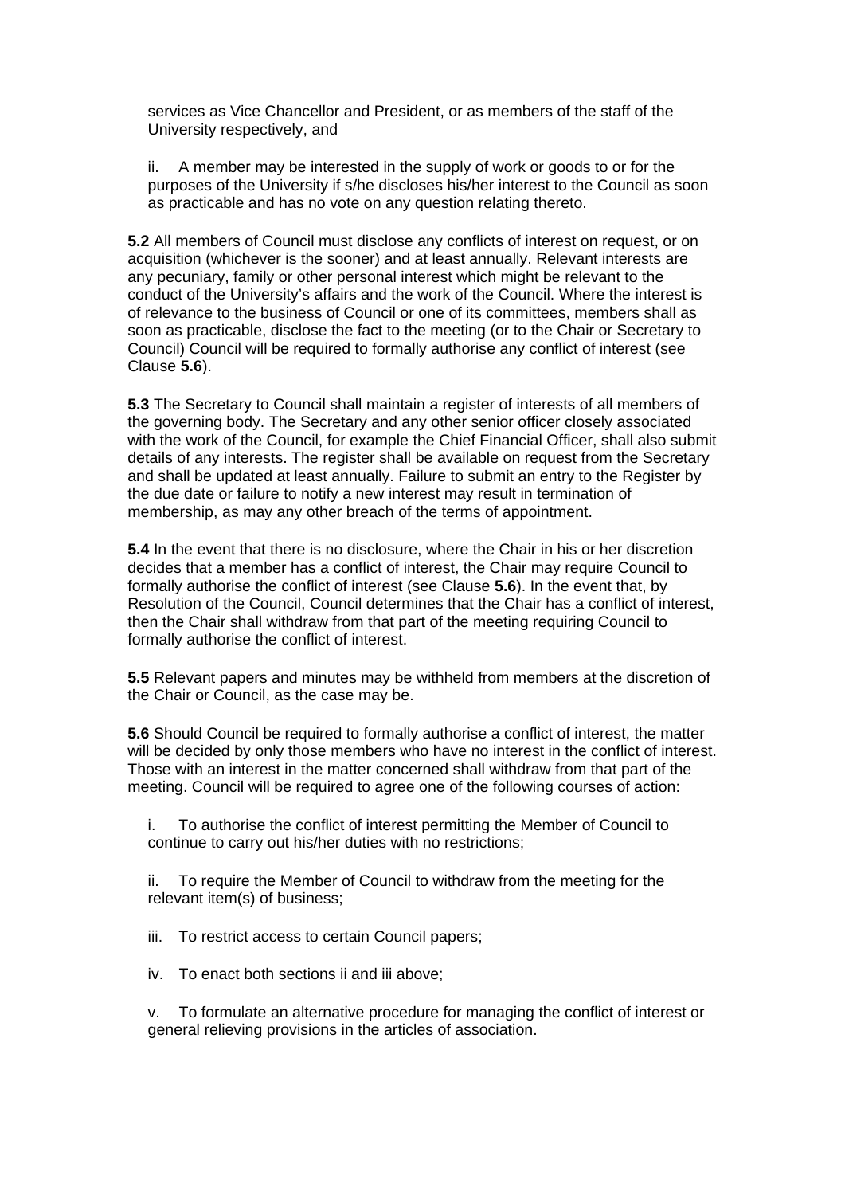services as Vice Chancellor and President, or as members of the staff of the University respectively, and

ii. A member may be interested in the supply of work or goods to or for the purposes of the University if s/he discloses his/her interest to the Council as soon as practicable and has no vote on any question relating thereto.

**5.2** All members of Council must disclose any conflicts of interest on request, or on acquisition (whichever is the sooner) and at least annually. Relevant interests are any pecuniary, family or other personal interest which might be relevant to the conduct of the University's affairs and the work of the Council. Where the interest is of relevance to the business of Council or one of its committees, members shall as soon as practicable, disclose the fact to the meeting (or to the Chair or Secretary to Council) Council will be required to formally authorise any conflict of interest (see Clause **5.6**).

**5.3** The Secretary to Council shall maintain a register of interests of all members of the governing body. The Secretary and any other senior officer closely associated with the work of the Council, for example the Chief Financial Officer, shall also submit details of any interests. The register shall be available on request from the Secretary and shall be updated at least annually. Failure to submit an entry to the Register by the due date or failure to notify a new interest may result in termination of membership, as may any other breach of the terms of appointment.

**5.4** In the event that there is no disclosure, where the Chair in his or her discretion decides that a member has a conflict of interest, the Chair may require Council to formally authorise the conflict of interest (see Clause **5.6**). In the event that, by Resolution of the Council, Council determines that the Chair has a conflict of interest, then the Chair shall withdraw from that part of the meeting requiring Council to formally authorise the conflict of interest.

**5.5** Relevant papers and minutes may be withheld from members at the discretion of the Chair or Council, as the case may be.

**5.6** Should Council be required to formally authorise a conflict of interest, the matter will be decided by only those members who have no interest in the conflict of interest. Those with an interest in the matter concerned shall withdraw from that part of the meeting. Council will be required to agree one of the following courses of action:

i. To authorise the conflict of interest permitting the Member of Council to continue to carry out his/her duties with no restrictions;

ii. To require the Member of Council to withdraw from the meeting for the relevant item(s) of business;

iii. To restrict access to certain Council papers;

iv. To enact both sections ii and iii above;

v. To formulate an alternative procedure for managing the conflict of interest or general relieving provisions in the articles of association.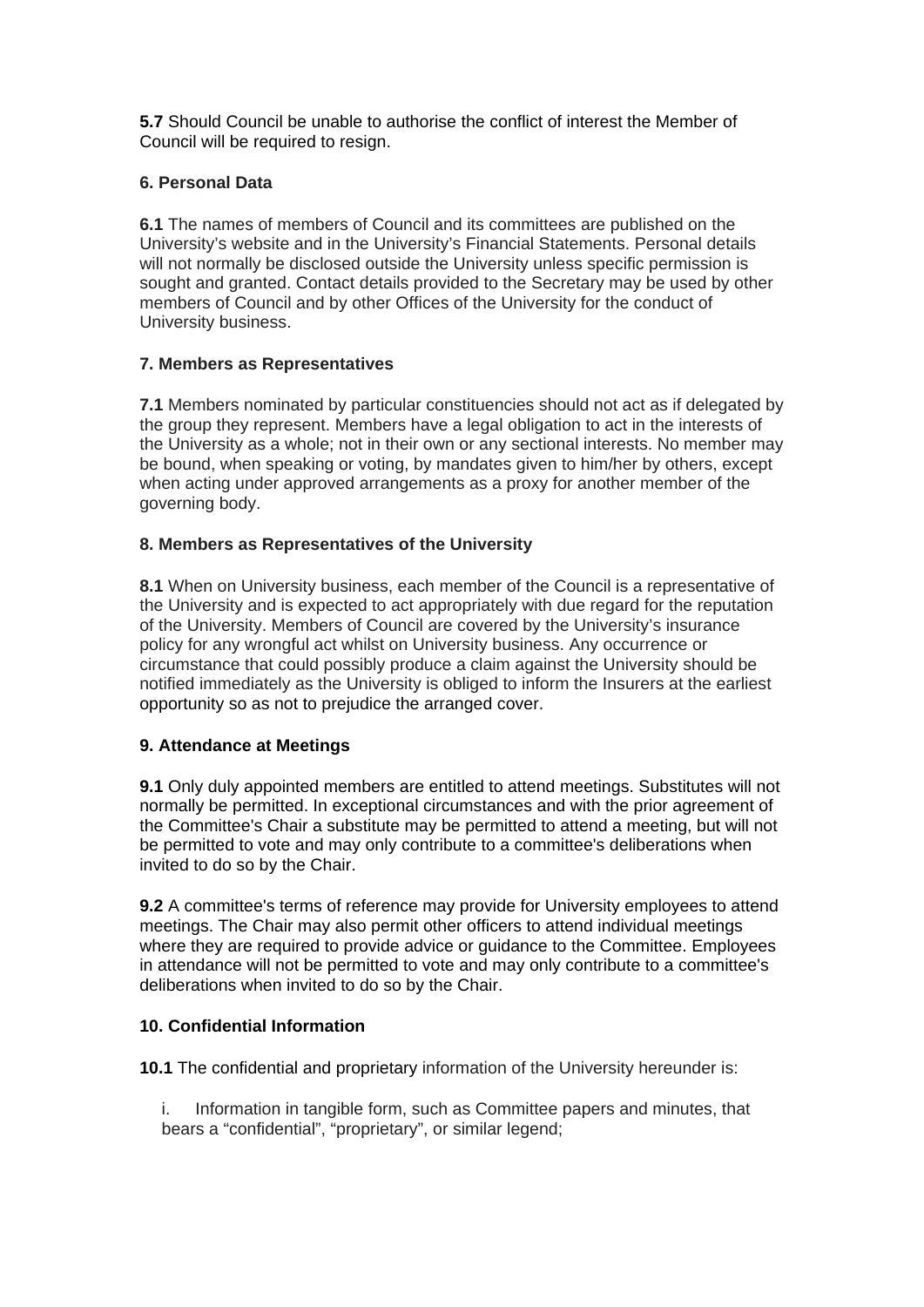**5.7** Should Council be unable to authorise the conflict of interest the Member of Council will be required to resign.

### 6. Personal Data

**6.1** The names of members of Council and its committees are published on the University's website and in the University's Financial Statements. Personal details will not normally be disclosed outside the University unless specific permission is sought and granted. Contact details provided to the Secretary may be used by other members of Council and by other Offices of the University for the conduct of University business.

### 7. Members as Representatives

**7.1** Members nominated by particular constituencies should not act as if delegated by the group they represent. Members have a legal obligation to act in the interests of the University as a whole; not in their own or any sectional interests. No member may be bound, when speaking or voting, by mandates given to him/her by others, except when acting under approved arrangements as a proxy for another member of the governing body.

### 8. Members as Representatives of the University

**8.1** When on University business, each member of the Council is a representative of the University and is expected to act appropriately with due regard for the reputation of the University. Members of Council are covered by the University's insurance policy for any wrongful act whilst on University business. Any occurrence or circumstance that could possibly produce a claim against the University should be notified immediately as the University is obliged to inform the Insurers at the earliest opportunity so as not to prejudice the arranged cover.

### 9. Attendance at Meetings

**9.1** Only duly appointed members are entitled to attend meetings. Substitutes will not normally be permitted. In exceptional circumstances and with the prior agreement of the Committee's Chair a substitute may be permitted to attend a meeting, but will not be permitted to vote and may only contribute to a committee's deliberations when invited to do so by the Chair.

**9.2** A committee's terms of reference may provide for University employees to attend meetings. The Chair may also permit other officers to attend individual meetings where they are required to provide advice or guidance to the Committee. Employees in attendance will not be permitted to vote and may only contribute to a committee's deliberations when invited to do so by the Chair.

### 10. Confidential Information

**10.1** The confidential and proprietary information of the University hereunder is:

i. Information in tangible form, such as Committee papers and minutes, that bears a "confidential", "proprietary", or similar legend;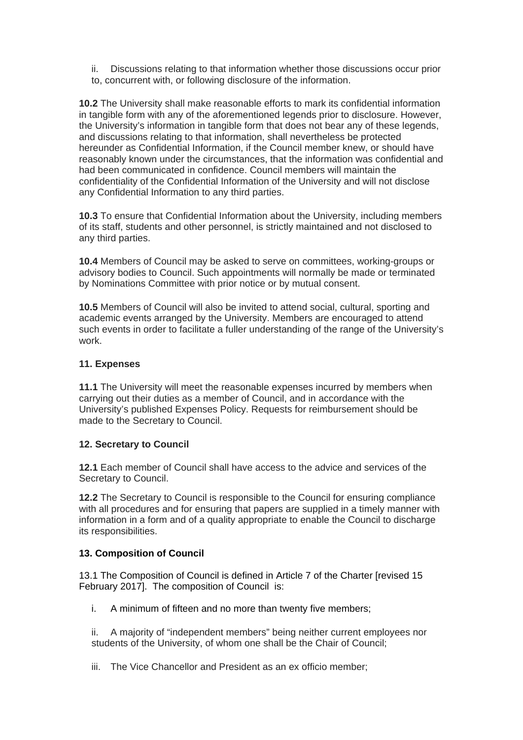ii. Discussions relating to that information whether those discussions occur prior to, concurrent with, or following disclosure of the information.

**10.2** The University shall make reasonable efforts to mark its confidential information in tangible form with any of the aforementioned legends prior to disclosure. However, the University's information in tangible form that does not bear any of these legends, and discussions relating to that information, shall nevertheless be protected hereunder as Confidential Information, if the Council member knew, or should have reasonably known under the circumstances, that the information was confidential and had been communicated in confidence. Council members will maintain the confidentiality of the Confidential Information of the University and will not disclose any Confidential Information to any third parties.

**10.3** To ensure that Confidential Information about the University, including members of its staff, students and other personnel, is strictly maintained and not disclosed to any third parties.

**10.4** Members of Council may be asked to serve on committees, working-groups or advisory bodies to Council. Such appointments will normally be made or terminated by Nominations Committee with prior notice or by mutual consent.

**10.5** Members of Council will also be invited to attend social, cultural, sporting and academic events arranged by the University. Members are encouraged to attend such events in order to facilitate a fuller understanding of the range of the University's work.

### 11. Expenses

**11.1** The University will meet the reasonable expenses incurred by members when carrying out their duties as a member of Council, and in accordance with the University's published Expenses Policy. Requests for reimbursement should be made to the Secretary to Council.

### 12. Secretary to Council

**12.1** Each member of Council shall have access to the advice and services of the Secretary to Council.

**12.2** The Secretary to Council is responsible to the Council for ensuring compliance with all procedures and for ensuring that papers are supplied in a timely manner with information in a form and of a quality appropriate to enable the Council to discharge its responsibilities.

### 13. Composition of Council

13.1 The Composition of Council is defined in Article 7 of the Charter [revised 15 February 2017]. The composition of Council is:

i. A minimum of fifteen and no more than twenty five members;

ii. A majority of "independent members" being neither current employees nor students of the University, of whom one shall be the Chair of Council;

iii. The Vice Chancellor and President as an ex officio member;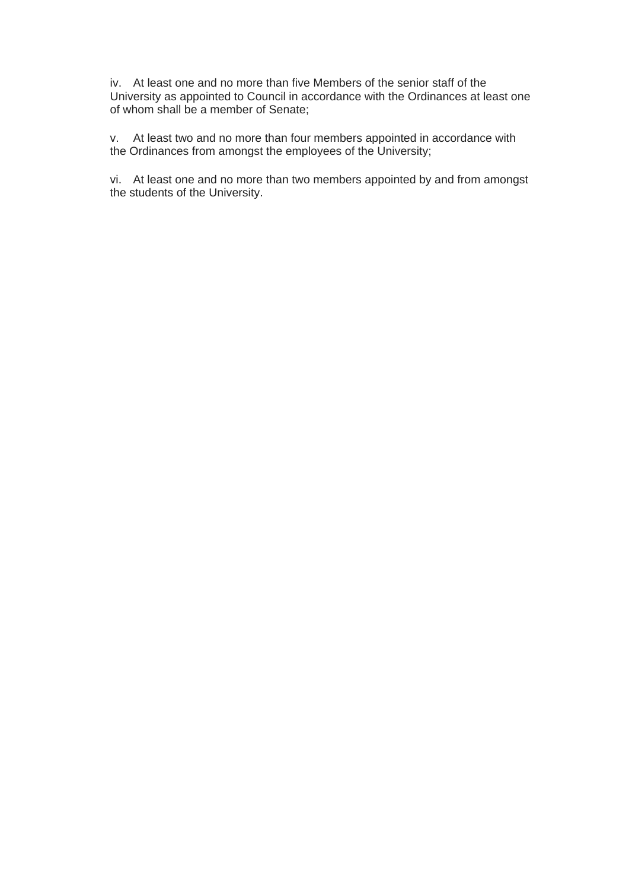iv. At least one and no more than five Members of the senior staff of the University as appointed to Council in accordance with the Ordinances at least one of whom shall be a member of Senate;

v. At least two and no more than four members appointed in accordance with the Ordinances from amongst the employees of the University;

vi. At least one and no more than two members appointed by and from amongst the students of the University.